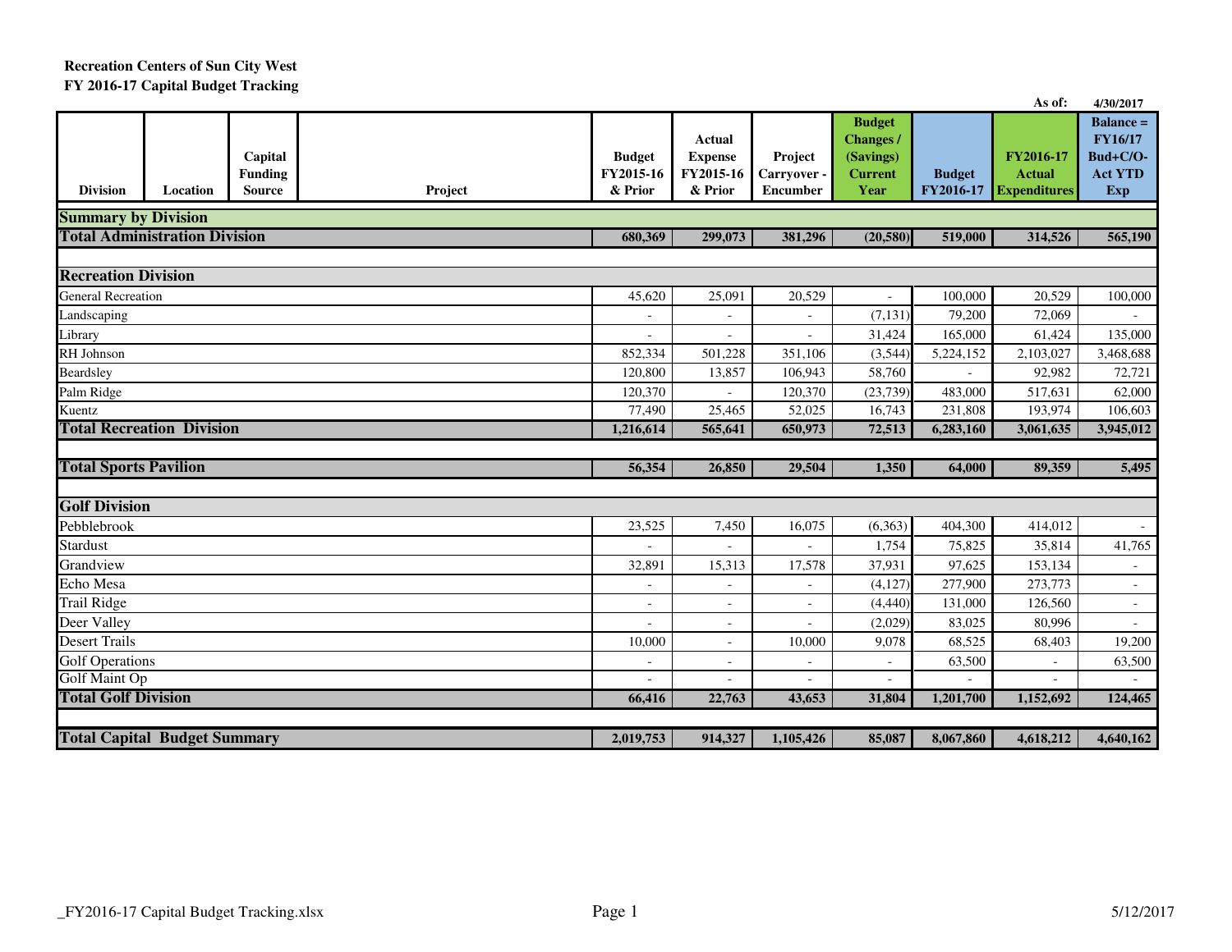**Recreation Centers of Sun City West**
**FY 2016-17 Capital Budget Tracking**

As of: 4/30/2017

| Division | Location | Capital Funding Source | Project | Budget FY2015-16 & Prior | Actual Expense FY2015-16 & Prior | Project Carryover - Encumber | Budget Changes / (Savings) Current Year | Budget FY2016-17 | FY2016-17 Actual Expenditures | Balance = FY16/17 Bud+C/O-Act YTD Exp |
|---|---|---|---|---|---|---|---|---|---|---|
| **Summary by Division** | | | | | | | | | | |
| **Total Administration Division** | | | | **680,369** | **299,073** | **381,296** | **(20,580)** | **519,000** | **314,526** | **565,190** |
| **Recreation Division** | | | | | | | | | | |
| General Recreation | | | | 45,620 | 25,091 | 20,529 | - | 100,000 | 20,529 | 100,000 |
| Landscaping | | | | - | - | - | (7,131) | 79,200 | 72,069 | - |
| Library | | | | - | - | - | 31,424 | 165,000 | 61,424 | 135,000 |
| RH Johnson | | | | 852,334 | 501,228 | 351,106 | (3,544) | 5,224,152 | 2,103,027 | 3,468,688 |
| Beardsley | | | | 120,800 | 13,857 | 106,943 | 58,760 | - | 92,982 | 72,721 |
| Palm Ridge | | | | 120,370 | - | 120,370 | (23,739) | 483,000 | 517,631 | 62,000 |
| Kuentz | | | | 77,490 | 25,465 | 52,025 | 16,743 | 231,808 | 193,974 | 106,603 |
| **Total Recreation Division** | | | | **1,216,614** | **565,641** | **650,973** | **72,513** | **6,283,160** | **3,061,635** | **3,945,012** |
| **Total Sports Pavilion** | | | | **56,354** | **26,850** | **29,504** | **1,350** | **64,000** | **89,359** | **5,495** |
| **Golf Division** | | | | | | | | | | |
| Pebblebrook | | | | 23,525 | 7,450 | 16,075 | (6,363) | 404,300 | 414,012 | - |
| Stardust | | | | - | - | - | 1,754 | 75,825 | 35,814 | 41,765 |
| Grandview | | | | 32,891 | 15,313 | 17,578 | 37,931 | 97,625 | 153,134 | - |
| Echo Mesa | | | | - | - | - | (4,127) | 277,900 | 273,773 | - |
| Trail Ridge | | | | - | - | - | (4,440) | 131,000 | 126,560 | - |
| Deer Valley | | | | - | - | - | (2,029) | 83,025 | 80,996 | - |
| Desert Trails | | | | 10,000 | - | 10,000 | 9,078 | 68,525 | 68,403 | 19,200 |
| Golf Operations | | | | - | - | - | - | 63,500 | - | 63,500 |
| Golf Maint Op | | | | - | - | - | - | - | - | - |
| **Total Golf Division** | | | | **66,416** | **22,763** | **43,653** | **31,804** | **1,201,700** | **1,152,692** | **124,465** |
| **Total Capital Budget Summary** | | | | **2,019,753** | **914,327** | **1,105,426** | **85,087** | **8,067,860** | **4,618,212** | **4,640,162** |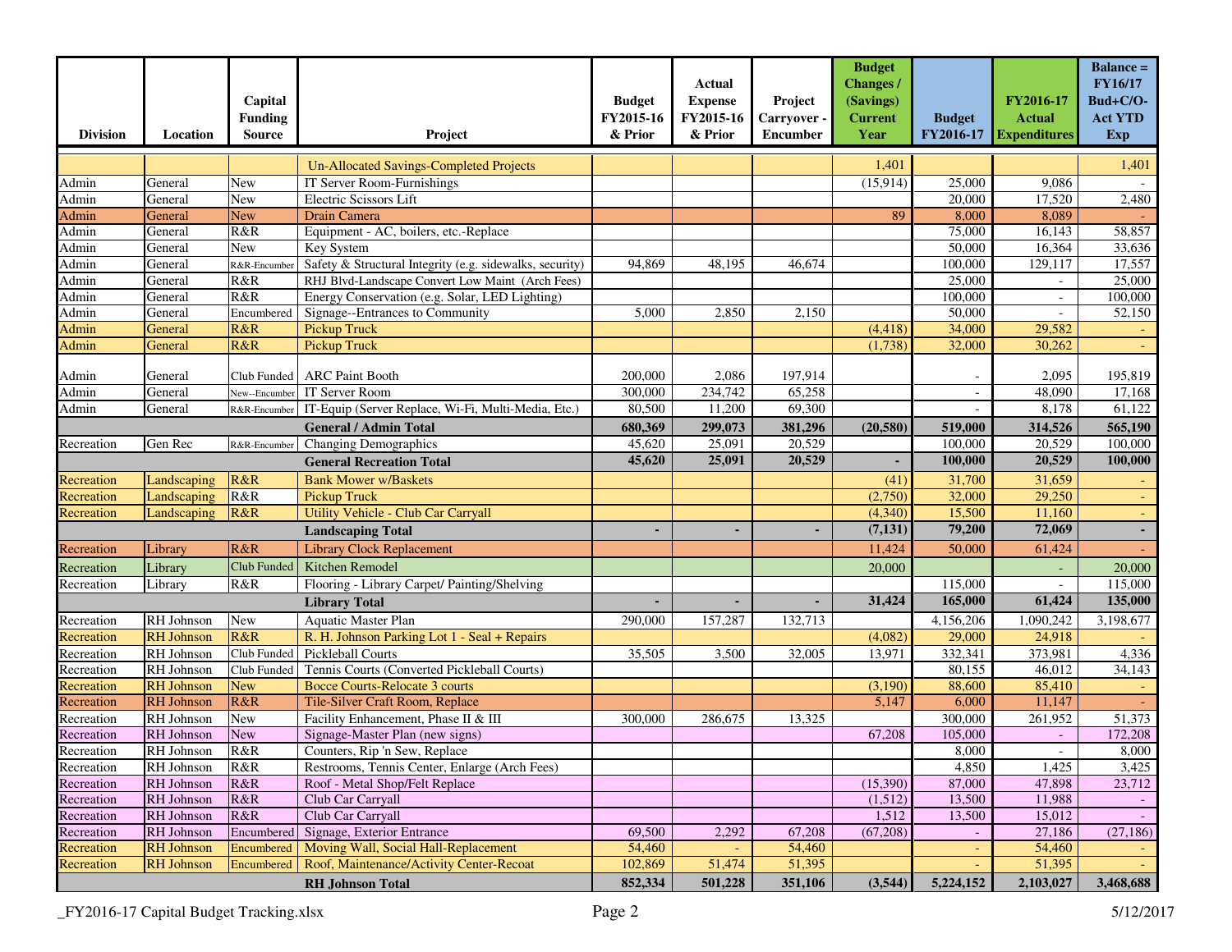| Division | Location | Capital Funding Source | Project | Budget FY2015-16 & Prior | Actual Expense FY2015-16 & Prior | Project Carryover - Encumber | Budget Changes / (Savings) Current Year | Budget FY2016-17 | FY2016-17 Actual Expenditures | Balance = FY16/17 Bud+C/O-Act YTD Exp |
|---|---|---|---|---|---|---|---|---|---|---|
| | | | Un-Allocated Savings-Completed Projects | | | | 1,401 | | | 1,401 |
| Admin | General | New | IT Server Room-Furnishings | | | | (15,914) | 25,000 | 9,086 | - |
| Admin | General | New | Electric Scissors Lift | | | | | 20,000 | 17,520 | 2,480 |
| Admin | General | New | Drain Camera | | | | 89 | 8,000 | 8,089 | - |
| Admin | General | R&R | Equipment - AC, boilers, etc.-Replace | | | | | 75,000 | 16,143 | 58,857 |
| Admin | General | New | Key System | | | | | 50,000 | 16,364 | 33,636 |
| Admin | General | R&R-Encumber | Safety & Structural Integrity (e.g. sidewalks, security) | 94,869 | 48,195 | 46,674 | | 100,000 | 129,117 | 17,557 |
| Admin | General | R&R | RHJ Blvd-Landscape Convert Low Maint (Arch Fees) | | | | | 25,000 | - | 25,000 |
| Admin | General | R&R | Energy Conservation (e.g. Solar, LED Lighting) | | | | | 100,000 | - | 100,000 |
| Admin | General | Encumbered | Signage--Entrances to Community | 5,000 | 2,850 | 2,150 | | 50,000 | - | 52,150 |
| Admin | General | R&R | Pickup Truck | | | | (4,418) | 34,000 | 29,582 | - |
| Admin | General | R&R | Pickup Truck | | | | (1,738) | 32,000 | 30,262 | - |
| Admin | General | Club Funded | ARC Paint Booth | 200,000 | 2,086 | 197,914 | | - | 2,095 | 195,819 |
| Admin | General | New--Encumber | IT Server Room | 300,000 | 234,742 | 65,258 | | - | 48,090 | 17,168 |
| Admin | General | R&R-Encumber | IT-Equip (Server Replace, Wi-Fi, Multi-Media, Etc.) | 80,500 | 11,200 | 69,300 | | - | 8,178 | 61,122 |
| | | | **General / Admin Total** | **680,369** | **299,073** | **381,296** | **(20,580)** | **519,000** | **314,526** | **565,190** |
| Recreation | Gen Rec | R&R-Encumber | Changing Demographics | 45,620 | 25,091 | 20,529 | | 100,000 | 20,529 | 100,000 |
| | | | **General Recreation Total** | **45,620** | **25,091** | **20,529** | **-** | **100,000** | **20,529** | **100,000** |
| Recreation | Landscaping | R&R | Bank Mower w/Baskets | | | | (41) | 31,700 | 31,659 | - |
| Recreation | Landscaping | R&R | Pickup Truck | | | | (2,750) | 32,000 | 29,250 | - |
| Recreation | Landscaping | R&R | Utility Vehicle - Club Car Carryall | | | | (4,340) | 15,500 | 11,160 | - |
| | | | **Landscaping Total** | **-** | **-** | **-** | **(7,131)** | **79,200** | **72,069** | **-** |
| Recreation | Library | R&R | Library Clock Replacement | | | | 11,424 | 50,000 | 61,424 | - |
| Recreation | Library | Club Funded | Kitchen Remodel | | | | 20,000 | | - | 20,000 |
| Recreation | Library | R&R | Flooring - Library Carpet/ Painting/Shelving | | | | | 115,000 | - | 115,000 |
| | | | **Library Total** | **-** | **-** | **-** | **31,424** | **165,000** | **61,424** | **135,000** |
| Recreation | RH Johnson | New | Aquatic Master Plan | 290,000 | 157,287 | 132,713 | | 4,156,206 | 1,090,242 | 3,198,677 |
| Recreation | RH Johnson | R&R | R. H. Johnson Parking Lot 1 - Seal + Repairs | | | | (4,082) | 29,000 | 24,918 | - |
| Recreation | RH Johnson | Club Funded | Pickleball Courts | 35,505 | 3,500 | 32,005 | 13,971 | 332,341 | 373,981 | 4,336 |
| Recreation | RH Johnson | Club Funded | Tennis Courts (Converted Pickleball Courts) | | | | | 80,155 | 46,012 | 34,143 |
| Recreation | RH Johnson | New | Bocce Courts-Relocate 3 courts | | | | (3,190) | 88,600 | 85,410 | - |
| Recreation | RH Johnson | R&R | Tile-Silver Craft Room, Replace | | | | 5,147 | 6,000 | 11,147 | - |
| Recreation | RH Johnson | New | Facility Enhancement, Phase II & III | 300,000 | 286,675 | 13,325 | | 300,000 | 261,952 | 51,373 |
| Recreation | RH Johnson | New | Signage-Master Plan (new signs) | | | | 67,208 | 105,000 | - | 172,208 |
| Recreation | RH Johnson | R&R | Counters, Rip 'n Sew, Replace | | | | | 8,000 | - | 8,000 |
| Recreation | RH Johnson | R&R | Restrooms, Tennis Center, Enlarge (Arch Fees) | | | | | 4,850 | 1,425 | 3,425 |
| Recreation | RH Johnson | R&R | Roof - Metal Shop/Felt Replace | | | | (15,390) | 87,000 | 47,898 | 23,712 |
| Recreation | RH Johnson | R&R | Club Car Carryall | | | | (1,512) | 13,500 | 11,988 | - |
| Recreation | RH Johnson | R&R | Club Car Carryall | | | | 1,512 | 13,500 | 15,012 | - |
| Recreation | RH Johnson | Encumbered | Signage, Exterior Entrance | 69,500 | 2,292 | 67,208 | (67,208) | - | 27,186 | (27,186) |
| Recreation | RH Johnson | Encumbered | Moving Wall, Social Hall-Replacement | 54,460 | - | 54,460 | | - | 54,460 | - |
| Recreation | RH Johnson | Encumbered | Roof, Maintenance/Activity Center-Recoat | 102,869 | 51,474 | 51,395 | | - | 51,395 | - |
| | | | **RH Johnson Total** | **852,334** | **501,228** | **351,106** | **(3,544)** | **5,224,152** | **2,103,027** | **3,468,688** |

_FY2016-17 Capital Budget Tracking.xlsx 5/12/2017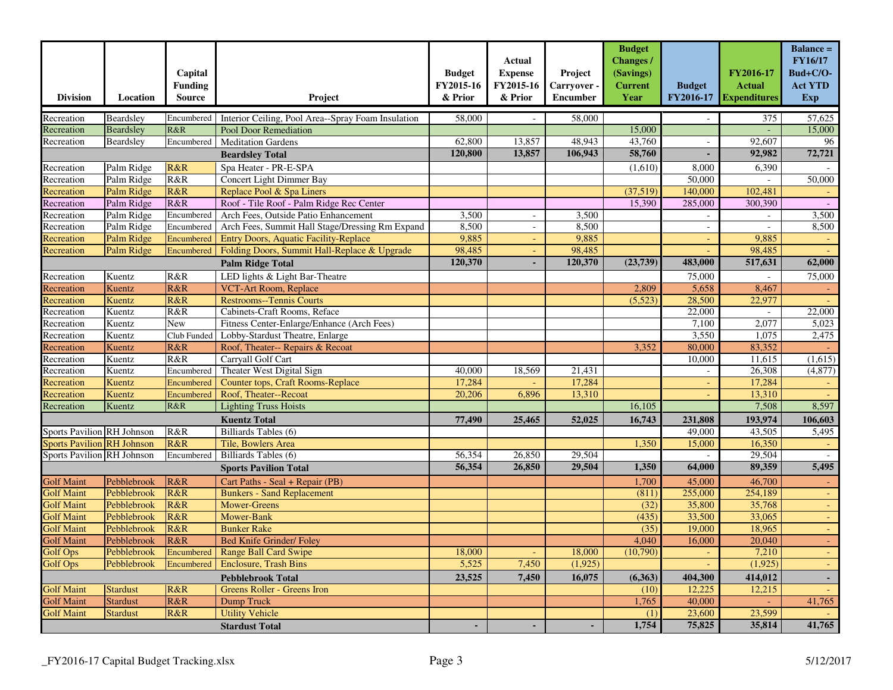| Division | Location | Capital Funding Source | Project | Budget FY2015-16 & Prior | Actual Expense FY2015-16 & Prior | Project Carryover - Encumber | Budget Changes / (Savings) Current Year | Budget FY2016-17 | FY2016-17 Actual Expenditures | Balance = FY16/17 Bud+C/O-Act YTD Exp |
|---|---|---|---|---|---|---|---|---|---|---|
| Recreation | Beardsley | Encumbered | Interior Ceiling, Pool Area--Spray Foam Insulation | 58,000 | - | 58,000 | | - | 375 | 57,625 |
| Recreation | Beardsley | R&R | Pool Door Remediation | | | | 15,000 | | - | 15,000 |
| Recreation | Beardsley | Encumbered | Meditation Gardens | 62,800 | 13,857 | 48,943 | 43,760 | - | 92,607 | 96 |
| | | | **Beardsley Total** | **120,800** | **13,857** | **106,943** | **58,760** | **-** | **92,982** | **72,721** |
| Recreation | Palm Ridge | R&R | Spa Heater - PR-E-SPA | | | | (1,610) | 8,000 | 6,390 | - |
| Recreation | Palm Ridge | R&R | Concert Light Dimmer Bay | | | | | 50,000 | - | 50,000 |
| Recreation | Palm Ridge | R&R | Replace Pool & Spa Liners | | | | (37,519) | 140,000 | 102,481 | - |
| Recreation | Palm Ridge | R&R | Roof - Tile Roof - Palm Ridge Rec Center | | | | 15,390 | 285,000 | 300,390 | - |
| Recreation | Palm Ridge | Encumbered | Arch Fees, Outside Patio Enhancement | 3,500 | - | 3,500 | | - | - | 3,500 |
| Recreation | Palm Ridge | Encumbered | Arch Fees, Summit Hall Stage/Dressing Rm Expand | 8,500 | - | 8,500 | | - | - | 8,500 |
| Recreation | Palm Ridge | Encumbered | Entry Doors, Aquatic Facility-Replace | 9,885 | - | 9,885 | | - | 9,885 | - |
| Recreation | Palm Ridge | Encumbered | Folding Doors, Summit Hall-Replace & Upgrade | 98,485 | - | 98,485 | | - | 98,485 | - |
| | | | **Palm Ridge Total** | **120,370** | **-** | **120,370** | **(23,739)** | **483,000** | **517,631** | **62,000** |
| Recreation | Kuentz | R&R | LED lights & Light Bar-Theatre | | | | | 75,000 | - | 75,000 |
| Recreation | Kuentz | R&R | VCT-Art Room, Replace | | | | 2,809 | 5,658 | 8,467 | - |
| Recreation | Kuentz | R&R | Restrooms--Tennis Courts | | | | (5,523) | 28,500 | 22,977 | - |
| Recreation | Kuentz | R&R | Cabinets-Craft Rooms, Reface | | | | | 22,000 | - | 22,000 |
| Recreation | Kuentz | New | Fitness Center-Enlarge/Enhance (Arch Fees) | | | | | 7,100 | 2,077 | 5,023 |
| Recreation | Kuentz | Club Funded | Lobby-Stardust Theatre, Enlarge | | | | | 3,550 | 1,075 | 2,475 |
| Recreation | Kuentz | R&R | Roof, Theater-- Repairs & Recoat | | | | 3,352 | 80,000 | 83,352 | - |
| Recreation | Kuentz | R&R | Carryall Golf Cart | | | | | 10,000 | 11,615 | (1,615) |
| Recreation | Kuentz | Encumbered | Theater West Digital Sign | 40,000 | 18,569 | 21,431 | | - | 26,308 | (4,877) |
| Recreation | Kuentz | Encumbered | Counter tops, Craft Rooms-Replace | 17,284 | - | 17,284 | | - | 17,284 | - |
| Recreation | Kuentz | Encumbered | Roof, Theater--Recoat | 20,206 | 6,896 | 13,310 | | - | 13,310 | - |
| Recreation | Kuentz | R&R | Lighting Truss Hoists | | | | 16,105 | | 7,508 | 8,597 |
| | | | **Kuentz Total** | **77,490** | **25,465** | **52,025** | **16,743** | **231,808** | **193,974** | **106,603** |
| Sports Pavilion | RH Johnson | R&R | Billiards Tables (6) | | | | | 49,000 | 43,505 | 5,495 |
| Sports Pavilion | RH Johnson | R&R | Tile, Bowlers Area | | | | 1,350 | 15,000 | 16,350 | - |
| Sports Pavilion | RH Johnson | Encumbered | Billiards Tables (6) | 56,354 | 26,850 | 29,504 | | - | 29,504 | - |
| | | | **Sports Pavilion Total** | **56,354** | **26,850** | **29,504** | **1,350** | **64,000** | **89,359** | **5,495** |
| Golf Maint | Pebblebrook | R&R | Cart Paths - Seal + Repair (PB) | | | | 1,700 | 45,000 | 46,700 | - |
| Golf Maint | Pebblebrook | R&R | Bunkers - Sand Replacement | | | | (811) | 255,000 | 254,189 | - |
| Golf Maint | Pebblebrook | R&R | Mower-Greens | | | | (32) | 35,800 | 35,768 | - |
| Golf Maint | Pebblebrook | R&R | Mower-Bank | | | | (435) | 33,500 | 33,065 | - |
| Golf Maint | Pebblebrook | R&R | Bunker Rake | | | | (35) | 19,000 | 18,965 | - |
| Golf Maint | Pebblebrook | R&R | Bed Knife Grinder/ Foley | | | | 4,040 | 16,000 | 20,040 | - |
| Golf Ops | Pebblebrook | Encumbered | Range Ball Card Swipe | 18,000 | - | 18,000 | (10,790) | - | 7,210 | - |
| Golf Ops | Pebblebrook | Encumbered | Enclosure, Trash Bins | 5,525 | 7,450 | (1,925) | | - | (1,925) | - |
| | | | **Pebblebrook Total** | **23,525** | **7,450** | **16,075** | **(6,363)** | **404,300** | **414,012** | **-** |
| Golf Maint | Stardust | R&R | Greens Roller - Greens Iron | | | | (10) | 12,225 | 12,215 | - |
| Golf Maint | Stardust | R&R | Dump Truck | | | | 1,765 | 40,000 | - | 41,765 |
| Golf Maint | Stardust | R&R | Utility Vehicle | | | | (1) | 23,600 | 23,599 | - |
| | | | **Stardust Total** | **-** | **-** | **-** | **1,754** | **75,825** | **35,814** | **41,765** |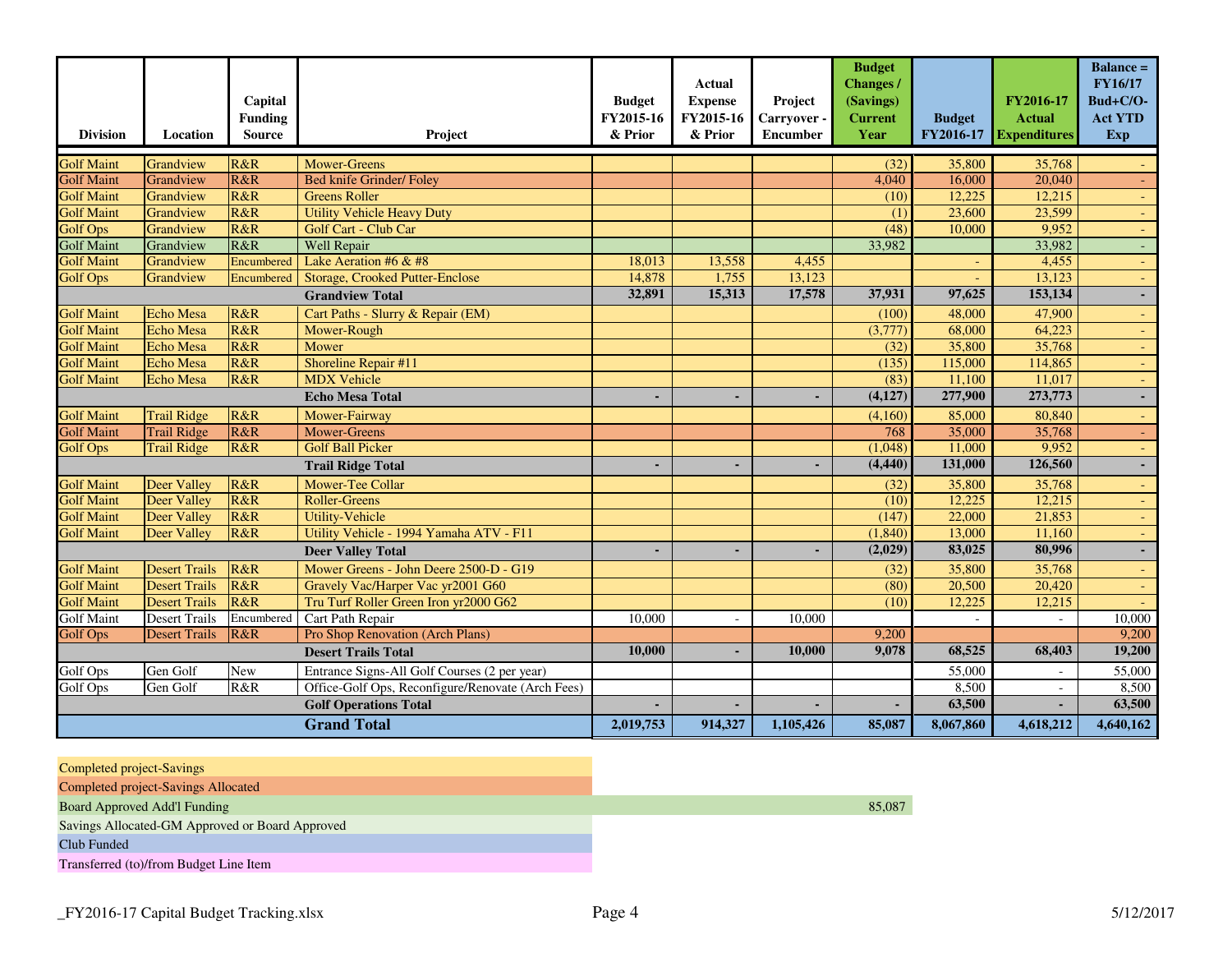| Division | Location | Capital Funding Source | Project | Budget FY2015-16 & Prior | Actual Expense FY2015-16 & Prior | Project Carryover - Encumber | Budget Changes / (Savings) Current Year | Budget FY2016-17 | FY2016-17 Actual Expenditures | Balance = FY16/17 Bud+C/O-Act YTD Exp |
|---|---|---|---|---|---|---|---|---|---|---|
| Golf Maint | Grandview | R&R | Mower-Greens | | | | (32) | 35,800 | 35,768 | - |
| Golf Maint | Grandview | R&R | Bed knife Grinder/ Foley | | | | 4,040 | 16,000 | 20,040 | - |
| Golf Maint | Grandview | R&R | Greens Roller | | | | (10) | 12,225 | 12,215 | - |
| Golf Maint | Grandview | R&R | Utility Vehicle Heavy Duty | | | | (1) | 23,600 | 23,599 | - |
| Golf Ops | Grandview | R&R | Golf Cart - Club Car | | | | (48) | 10,000 | 9,952 | - |
| Golf Maint | Grandview | R&R | Well Repair | | | | 33,982 | | 33,982 | - |
| Golf Maint | Grandview | Encumbered | Lake Aeration #6 & #8 | 18,013 | 13,558 | 4,455 | | - | 4,455 | - |
| Golf Ops | Grandview | Encumbered | Storage, Crooked Putter-Enclose | 14,878 | 1,755 | 13,123 | | - | 13,123 | - |
| | | | **Grandview Total** | **32,891** | **15,313** | **17,578** | **37,931** | **97,625** | **153,134** | **-** |
| Golf Maint | Echo Mesa | R&R | Cart Paths - Slurry & Repair (EM) | | | | (100) | 48,000 | 47,900 | - |
| Golf Maint | Echo Mesa | R&R | Mower-Rough | | | | (3,777) | 68,000 | 64,223 | - |
| Golf Maint | Echo Mesa | R&R | Mower | | | | (32) | 35,800 | 35,768 | - |
| Golf Maint | Echo Mesa | R&R | Shoreline Repair #11 | | | | (135) | 115,000 | 114,865 | - |
| Golf Maint | Echo Mesa | R&R | MDX Vehicle | | | | (83) | 11,100 | 11,017 | - |
| | | | **Echo Mesa Total** | **-** | **-** | **-** | **(4,127)** | **277,900** | **273,773** | **-** |
| Golf Maint | Trail Ridge | R&R | Mower-Fairway | | | | (4,160) | 85,000 | 80,840 | - |
| Golf Maint | Trail Ridge | R&R | Mower-Greens | | | | 768 | 35,000 | 35,768 | - |
| Golf Ops | Trail Ridge | R&R | Golf Ball Picker | | | | (1,048) | 11,000 | 9,952 | - |
| | | | **Trail Ridge Total** | **-** | **-** | **-** | **(4,440)** | **131,000** | **126,560** | **-** |
| Golf Maint | Deer Valley | R&R | Mower-Tee Collar | | | | (32) | 35,800 | 35,768 | - |
| Golf Maint | Deer Valley | R&R | Roller-Greens | | | | (10) | 12,225 | 12,215 | - |
| Golf Maint | Deer Valley | R&R | Utility-Vehicle | | | | (147) | 22,000 | 21,853 | - |
| Golf Maint | Deer Valley | R&R | Utility Vehicle - 1994 Yamaha ATV - F11 | | | | (1,840) | 13,000 | 11,160 | - |
| | | | **Deer Valley Total** | **-** | **-** | **-** | **(2,029)** | **83,025** | **80,996** | **-** |
| Golf Maint | Desert Trails | R&R | Mower Greens - John Deere 2500-D - G19 | | | | (32) | 35,800 | 35,768 | - |
| Golf Maint | Desert Trails | R&R | Gravely Vac/Harper Vac yr2001 G60 | | | | (80) | 20,500 | 20,420 | - |
| Golf Maint | Desert Trails | R&R | Tru Turf Roller Green Iron yr2000 G62 | | | | (10) | 12,225 | 12,215 | - |
| Golf Maint | Desert Trails | Encumbered | Cart Path Repair | 10,000 | - | 10,000 | | - | - | 10,000 |
| Golf Ops | Desert Trails | R&R | Pro Shop Renovation (Arch Plans) | | | | 9,200 | | | 9,200 |
| | | | **Desert Trails Total** | **10,000** | **-** | **10,000** | **9,078** | **68,525** | **68,403** | **19,200** |
| Golf Ops | Gen Golf | New | Entrance Signs-All Golf Courses (2 per year) | | | | | 55,000 | - | 55,000 |
| Golf Ops | Gen Golf | R&R | Office-Golf Ops, Reconfigure/Renovate (Arch Fees) | | | | | 8,500 | - | 8,500 |
| | | | **Golf Operations Total** | **-** | **-** | **-** | **-** | **63,500** | **-** | **63,500** |
| | | | **Grand Total** | **2,019,753** | **914,327** | **1,105,426** | **85,087** | **8,067,860** | **4,618,212** | **4,640,162** |

Completed project-Savings

Completed project-Savings Allocated

Board Approved Add'l Funding 85,087

Savings Allocated-GM Approved or Board Approved

Club Funded

Transferred (to)/from Budget Line Item